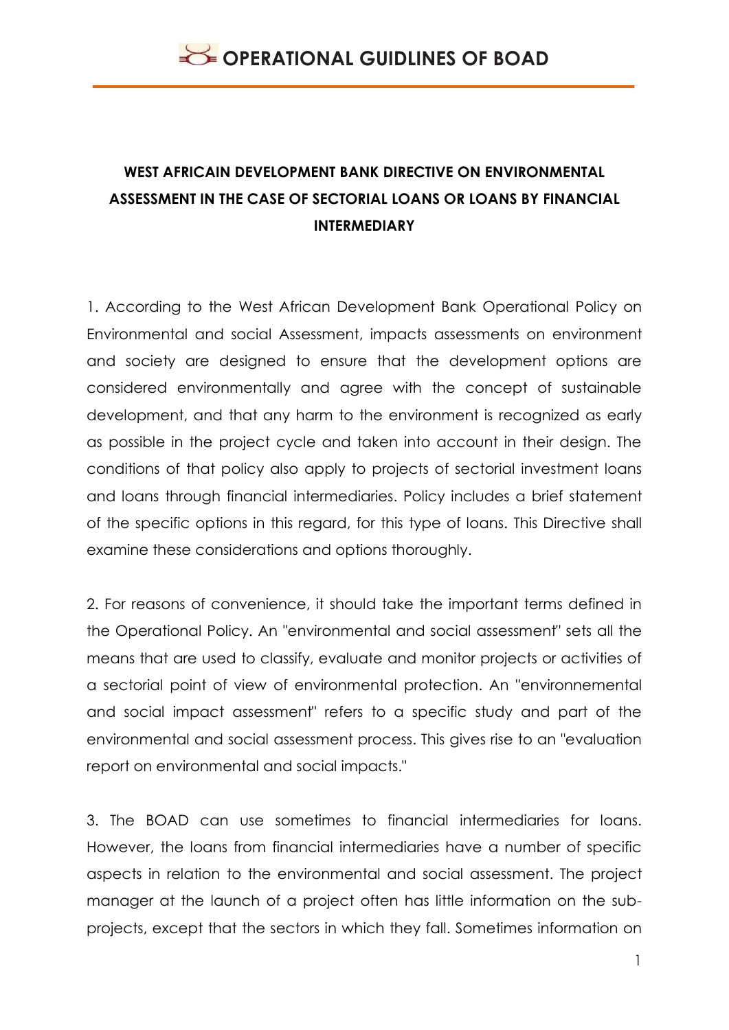# OPERATIONAL GUIDLINES OF BOAD

## WEST AFRICAIN DEVELOPMENT BANK DIRECTIVE ON ENVIRONMENTAL ASSESSMENT IN THE CASE OF SECTORIAL LOANS OR LOANS BY FINANCIAL INTERMEDIARY

1. According to the West African Development Bank Operational Policy on Environmental and social Assessment, impacts assessments on environment and society are designed to ensure that the development options are considered environmentally and agree with the concept of sustainable development, and that any harm to the environment is recognized as early as possible in the project cycle and taken into account in their design. The conditions of that policy also apply to projects of sectorial investment loans and loans through financial intermediaries. Policy includes a brief statement of the specific options in this regard, for this type of loans. This Directive shall examine these considerations and options thoroughly.

2. For reasons of convenience, it should take the important terms defined in the Operational Policy. An "environmental and social assessment" sets all the means that are used to classify, evaluate and monitor projects or activities of a sectorial point of view of environmental protection. An "environnemental and social impact assessment" refers to a specific study and part of the environmental and social assessment process. This gives rise to an "evaluation report on environmental and social impacts."

3. The BOAD can use sometimes to financial intermediaries for loans. However, the loans from financial intermediaries have a number of specific aspects in relation to the environmental and social assessment. The project manager at the launch of a project often has little information on the sub-projects, except that the sectors in which they fall. Sometimes information on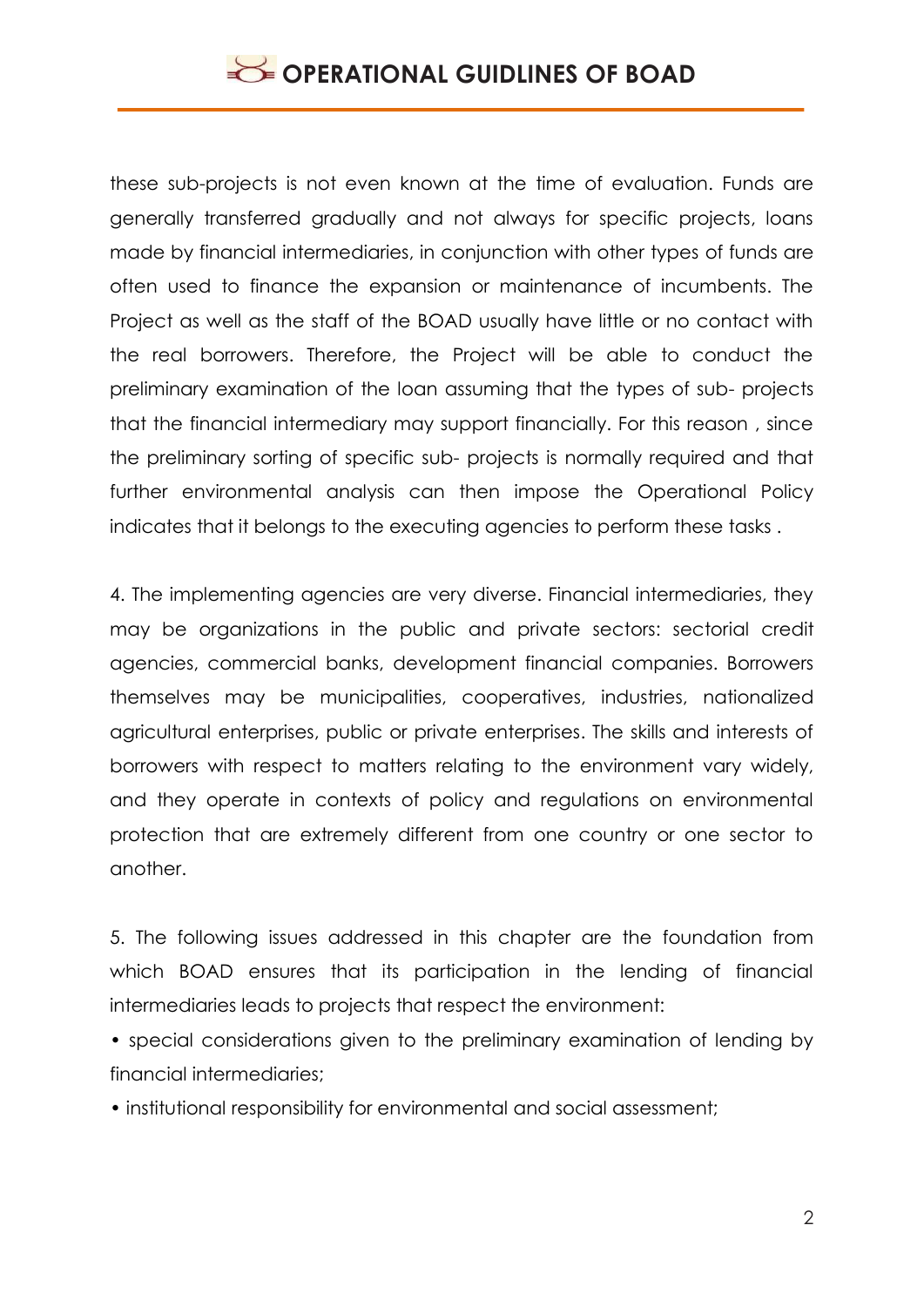these sub-projects is not even known at the time of evaluation. Funds are generally transferred gradually and not always for specific projects, loans made by financial intermediaries, in conjunction with other types of funds are often used to finance the expansion or maintenance of incumbents. The Project as well as the staff of the BOAD usually have little or no contact with the real borrowers. Therefore, the Project will be able to conduct the preliminary examination of the loan assuming that the types of sub- projects that the financial intermediary may support financially. For this reason , since the preliminary sorting of specific sub- projects is normally required and that further environmental analysis can then impose the Operational Policy indicates that it belongs to the executing agencies to perform these tasks .

4. The implementing agencies are very diverse. Financial intermediaries, they may be organizations in the public and private sectors: sectorial credit agencies, commercial banks, development financial companies. Borrowers themselves may be municipalities, cooperatives, industries, nationalized agricultural enterprises, public or private enterprises. The skills and interests of borrowers with respect to matters relating to the environment vary widely, and they operate in contexts of policy and regulations on environmental protection that are extremely different from one country or one sector to another.

5. The following issues addressed in this chapter are the foundation from which BOAD ensures that its participation in the lending of financial intermediaries leads to projects that respect the environment:

- special considerations given to the preliminary examination of lending by financial intermediaries;
- institutional responsibility for environmental and social assessment;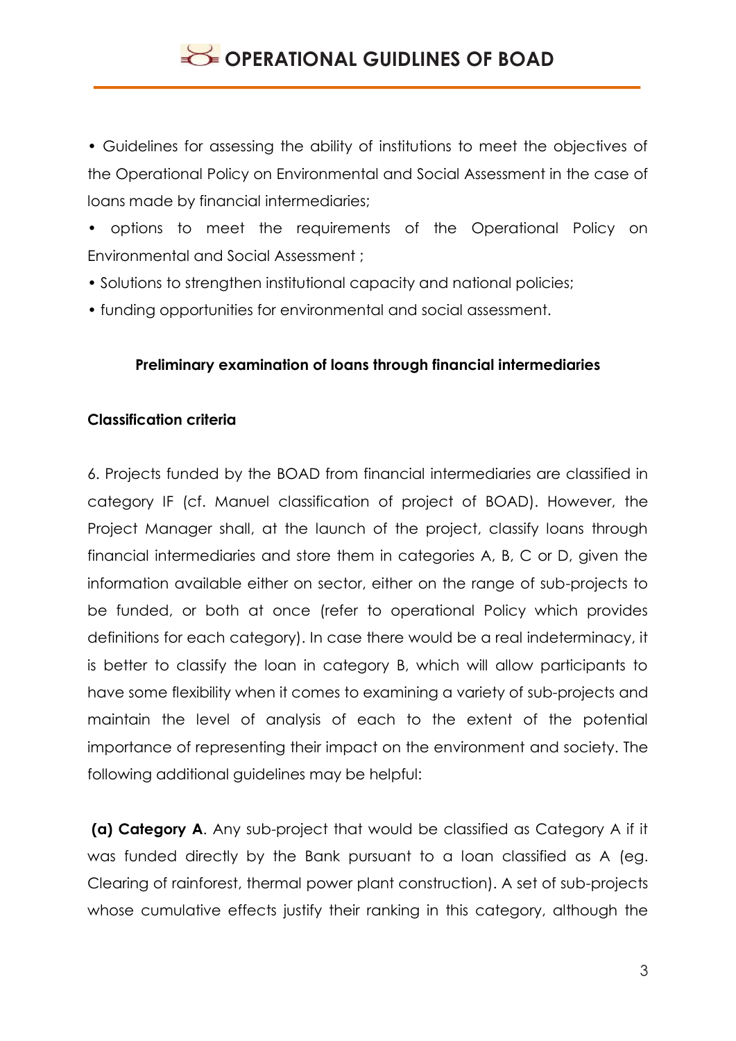• Guidelines for assessing the ability of institutions to meet the objectives of the Operational Policy on Environmental and Social Assessment in the case of loans made by financial intermediaries;

• options to meet the requirements of the Operational Policy on Environmental and Social Assessment ;

• Solutions to strengthen institutional capacity and national policies;

• funding opportunities for environmental and social assessment.

**Preliminary examination of loans through financial intermediaries**

**Classification criteria**

6. Projects funded by the BOAD from financial intermediaries are classified in category IF (cf. Manuel classification of project of BOAD). However, the Project Manager shall, at the launch of the project, classify loans through financial intermediaries and store them in categories A, B, C or D, given the information available either on sector, either on the range of sub-projects to be funded, or both at once (refer to operational Policy which provides definitions for each category). In case there would be a real indeterminacy, it is better to classify the loan in category B, which will allow participants to have some flexibility when it comes to examining a variety of sub-projects and maintain the level of analysis of each to the extent of the potential importance of representing their impact on the environment and society. The following additional guidelines may be helpful:

**(a) Category A**. Any sub-project that would be classified as Category A if it was funded directly by the Bank pursuant to a loan classified as A (eg. Clearing of rainforest, thermal power plant construction). A set of sub-projects whose cumulative effects justify their ranking in this category, although the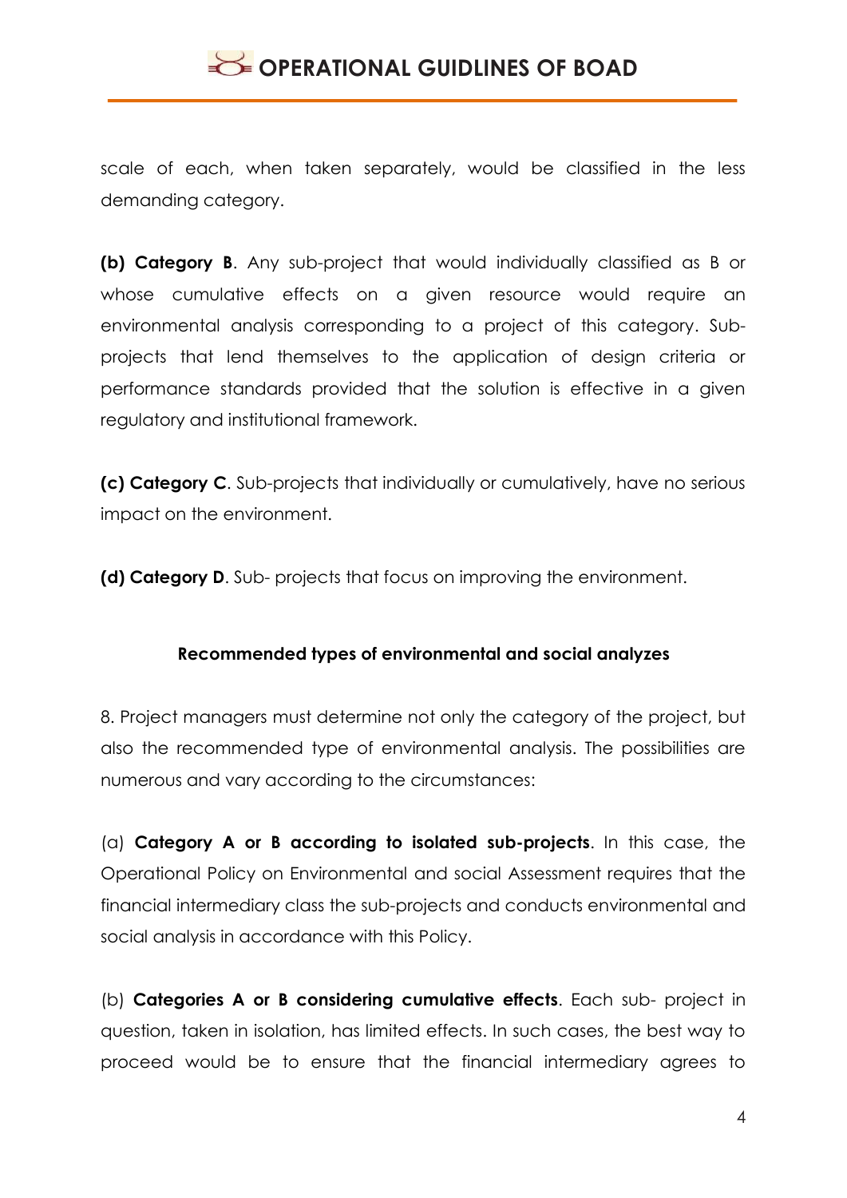scale of each, when taken separately, would be classified in the less demanding category.

**(b) Category B**. Any sub-project that would individually classified as B or whose cumulative effects on a given resource would require an environmental analysis corresponding to a project of this category. Sub-projects that lend themselves to the application of design criteria or performance standards provided that the solution is effective in a given regulatory and institutional framework.

**(c) Category C**. Sub-projects that individually or cumulatively, have no serious impact on the environment.

**(d) Category D**. Sub- projects that focus on improving the environment.

### Recommended types of environmental and social analyzes

8. Project managers must determine not only the category of the project, but also the recommended type of environmental analysis. The possibilities are numerous and vary according to the circumstances:

(a) **Category A or B according to isolated sub-projects**. In this case, the Operational Policy on Environmental and social Assessment requires that the financial intermediary class the sub-projects and conducts environmental and social analysis in accordance with this Policy.

(b) **Categories A or B considering cumulative effects**. Each sub- project in question, taken in isolation, has limited effects. In such cases, the best way to proceed would be to ensure that the financial intermediary agrees to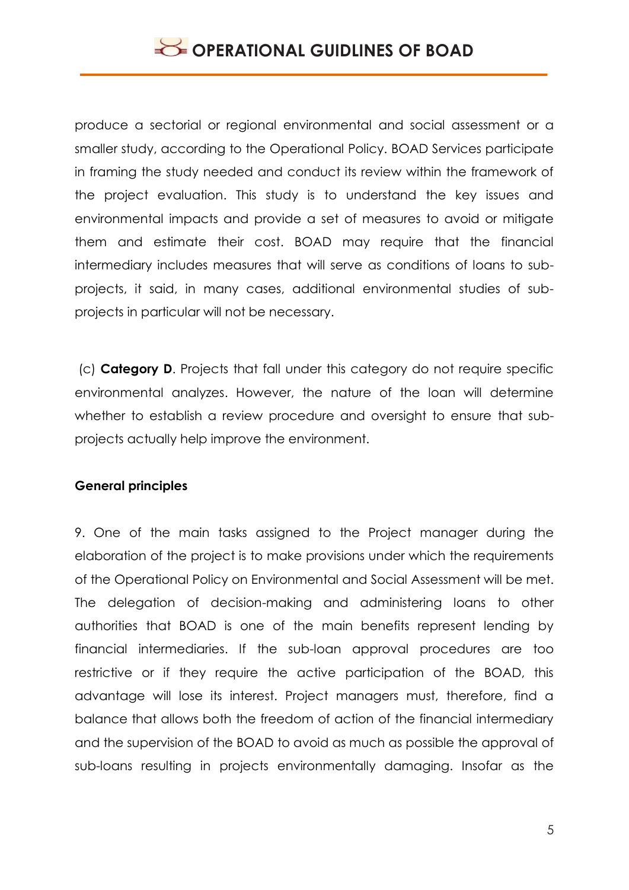produce a sectorial or regional environmental and social assessment or a smaller study, according to the Operational Policy. BOAD Services participate in framing the study needed and conduct its review within the framework of the project evaluation. This study is to understand the key issues and environmental impacts and provide a set of measures to avoid or mitigate them and estimate their cost. BOAD may require that the financial intermediary includes measures that will serve as conditions of loans to sub-projects, it said, in many cases, additional environmental studies of sub-projects in particular will not be necessary.

(c) **Category D**. Projects that fall under this category do not require specific environmental analyzes. However, the nature of the loan will determine whether to establish a review procedure and oversight to ensure that sub-projects actually help improve the environment.

**General principles**

9. One of the main tasks assigned to the Project manager during the elaboration of the project is to make provisions under which the requirements of the Operational Policy on Environmental and Social Assessment will be met. The delegation of decision-making and administering loans to other authorities that BOAD is one of the main benefits represent lending by financial intermediaries. If the sub-loan approval procedures are too restrictive or if they require the active participation of the BOAD, this advantage will lose its interest. Project managers must, therefore, find a balance that allows both the freedom of action of the financial intermediary and the supervision of the BOAD to avoid as much as possible the approval of sub-loans resulting in projects environmentally damaging. Insofar as the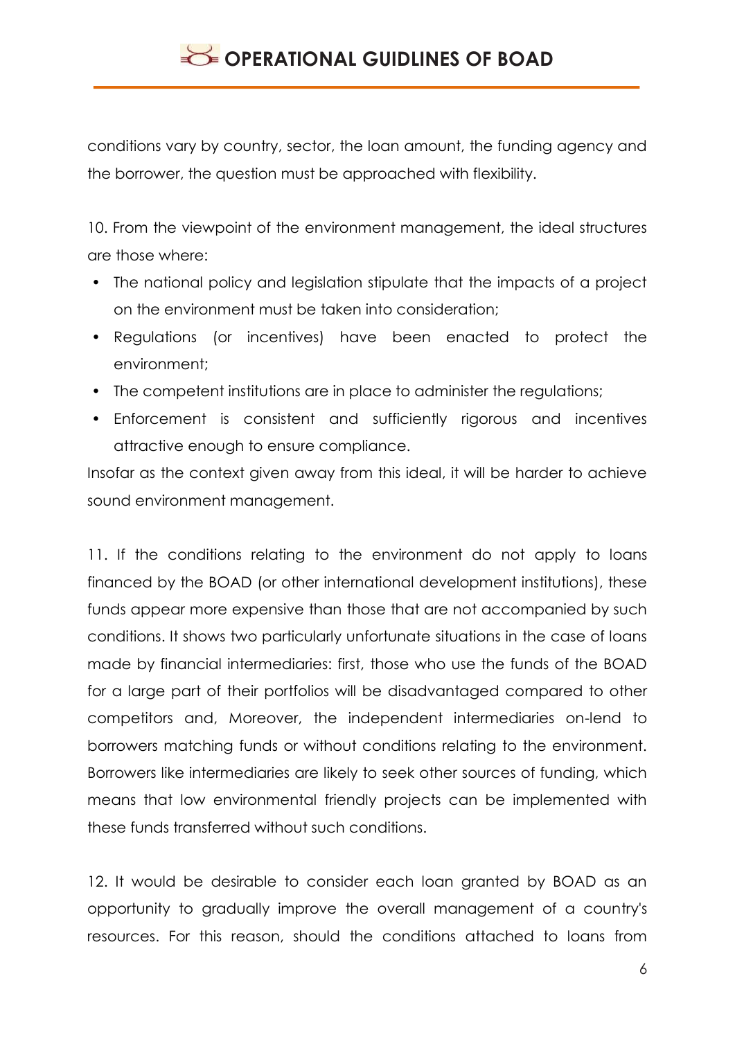conditions vary by country, sector, the loan amount, the funding agency and the borrower, the question must be approached with flexibility.

10. From the viewpoint of the environment management, the ideal structures are those where:

- The national policy and legislation stipulate that the impacts of a project on the environment must be taken into consideration;
- Regulations (or incentives) have been enacted to protect the environment;
- The competent institutions are in place to administer the regulations;
- Enforcement is consistent and sufficiently rigorous and incentives attractive enough to ensure compliance.

Insofar as the context given away from this ideal, it will be harder to achieve sound environment management.

11. If the conditions relating to the environment do not apply to loans financed by the BOAD (or other international development institutions), these funds appear more expensive than those that are not accompanied by such conditions. It shows two particularly unfortunate situations in the case of loans made by financial intermediaries: first, those who use the funds of the BOAD for a large part of their portfolios will be disadvantaged compared to other competitors and, Moreover, the independent intermediaries on-lend to borrowers matching funds or without conditions relating to the environment. Borrowers like intermediaries are likely to seek other sources of funding, which means that low environmental friendly projects can be implemented with these funds transferred without such conditions.

12. It would be desirable to consider each loan granted by BOAD as an opportunity to gradually improve the overall management of a country's resources. For this reason, should the conditions attached to loans from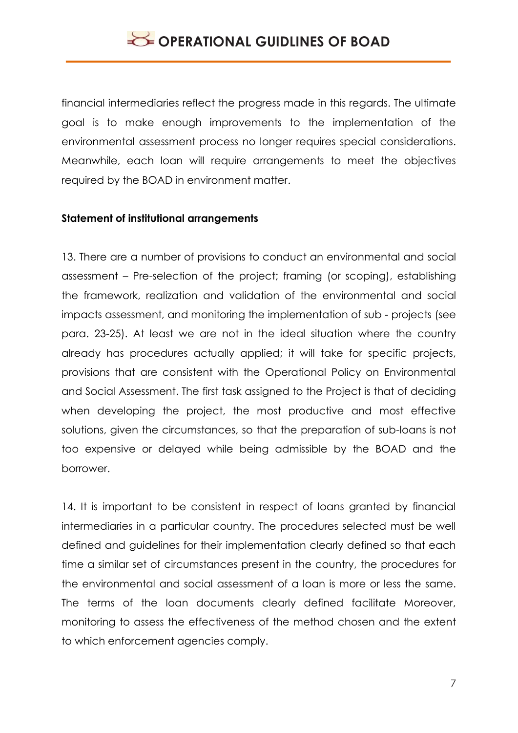financial intermediaries reflect the progress made in this regards. The ultimate goal is to make enough improvements to the implementation of the environmental assessment process no longer requires special considerations. Meanwhile, each loan will require arrangements to meet the objectives required by the BOAD in environment matter.

**Statement of institutional arrangements**

13. There are a number of provisions to conduct an environmental and social assessment – Pre-selection of the project; framing (or scoping), establishing the framework, realization and validation of the environmental and social impacts assessment, and monitoring the implementation of sub - projects (see para. 23-25). At least we are not in the ideal situation where the country already has procedures actually applied; it will take for specific projects, provisions that are consistent with the Operational Policy on Environmental and Social Assessment. The first task assigned to the Project is that of deciding when developing the project, the most productive and most effective solutions, given the circumstances, so that the preparation of sub-loans is not too expensive or delayed while being admissible by the BOAD and the borrower.

14. It is important to be consistent in respect of loans granted by financial intermediaries in a particular country. The procedures selected must be well defined and guidelines for their implementation clearly defined so that each time a similar set of circumstances present in the country, the procedures for the environmental and social assessment of a loan is more or less the same. The terms of the loan documents clearly defined facilitate Moreover, monitoring to assess the effectiveness of the method chosen and the extent to which enforcement agencies comply.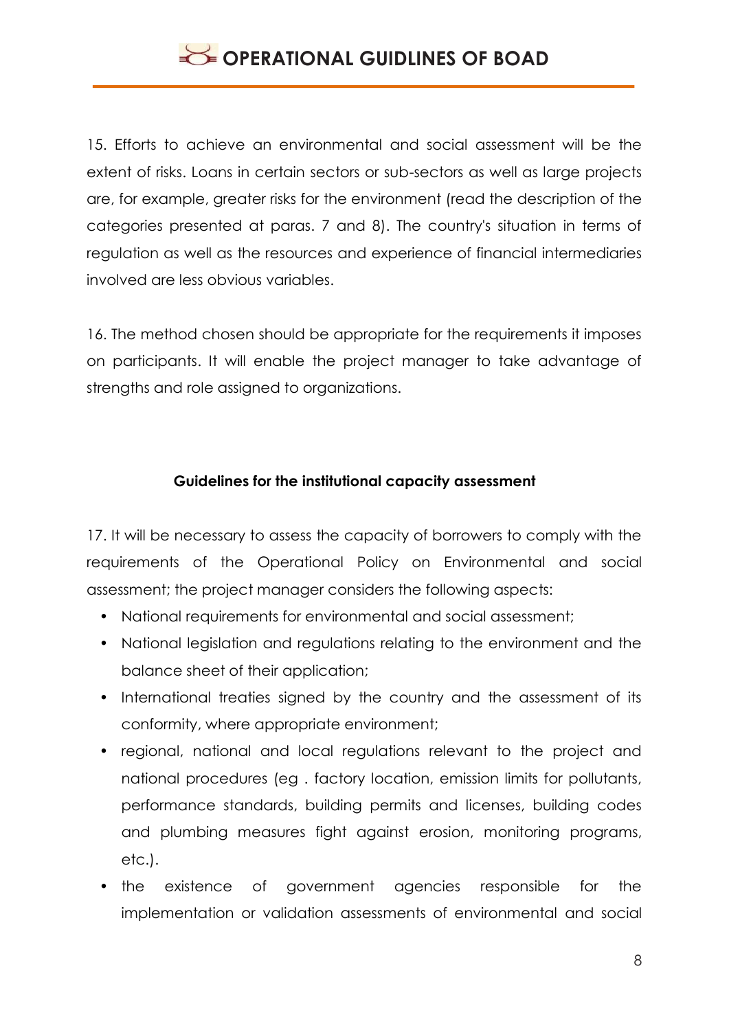15. Efforts to achieve an environmental and social assessment will be the extent of risks. Loans in certain sectors or sub-sectors as well as large projects are, for example, greater risks for the environment (read the description of the categories presented at paras. 7 and 8). The country's situation in terms of regulation as well as the resources and experience of financial intermediaries involved are less obvious variables.

16. The method chosen should be appropriate for the requirements it imposes on participants. It will enable the project manager to take advantage of strengths and role assigned to organizations.

### Guidelines for the institutional capacity assessment

17. It will be necessary to assess the capacity of borrowers to comply with the requirements of the Operational Policy on Environmental and social assessment; the project manager considers the following aspects:

- National requirements for environmental and social assessment;
- National legislation and regulations relating to the environment and the balance sheet of their application;
- International treaties signed by the country and the assessment of its conformity, where appropriate environment;
- regional, national and local regulations relevant to the project and national procedures (eg . factory location, emission limits for pollutants, performance standards, building permits and licenses, building codes and plumbing measures fight against erosion, monitoring programs, etc.).
- the existence of government agencies responsible for the implementation or validation assessments of environmental and social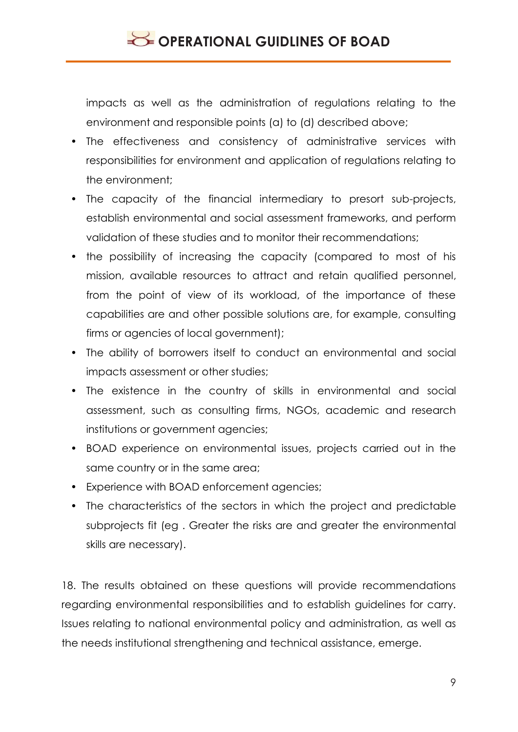impacts as well as the administration of regulations relating to the environment and responsible points (a) to (d) described above;

- The effectiveness and consistency of administrative services with responsibilities for environment and application of regulations relating to the environment;
- The capacity of the financial intermediary to presort sub-projects, establish environmental and social assessment frameworks, and perform validation of these studies and to monitor their recommendations;
- the possibility of increasing the capacity (compared to most of his mission, available resources to attract and retain qualified personnel, from the point of view of its workload, of the importance of these capabilities are and other possible solutions are, for example, consulting firms or agencies of local government);
- The ability of borrowers itself to conduct an environmental and social impacts assessment or other studies;
- The existence in the country of skills in environmental and social assessment, such as consulting firms, NGOs, academic and research institutions or government agencies;
- BOAD experience on environmental issues, projects carried out in the same country or in the same area;
- Experience with BOAD enforcement agencies;
- The characteristics of the sectors in which the project and predictable subprojects fit (eg . Greater the risks are and greater the environmental skills are necessary).

18. The results obtained on these questions will provide recommendations regarding environmental responsibilities and to establish guidelines for carry. Issues relating to national environmental policy and administration, as well as the needs institutional strengthening and technical assistance, emerge.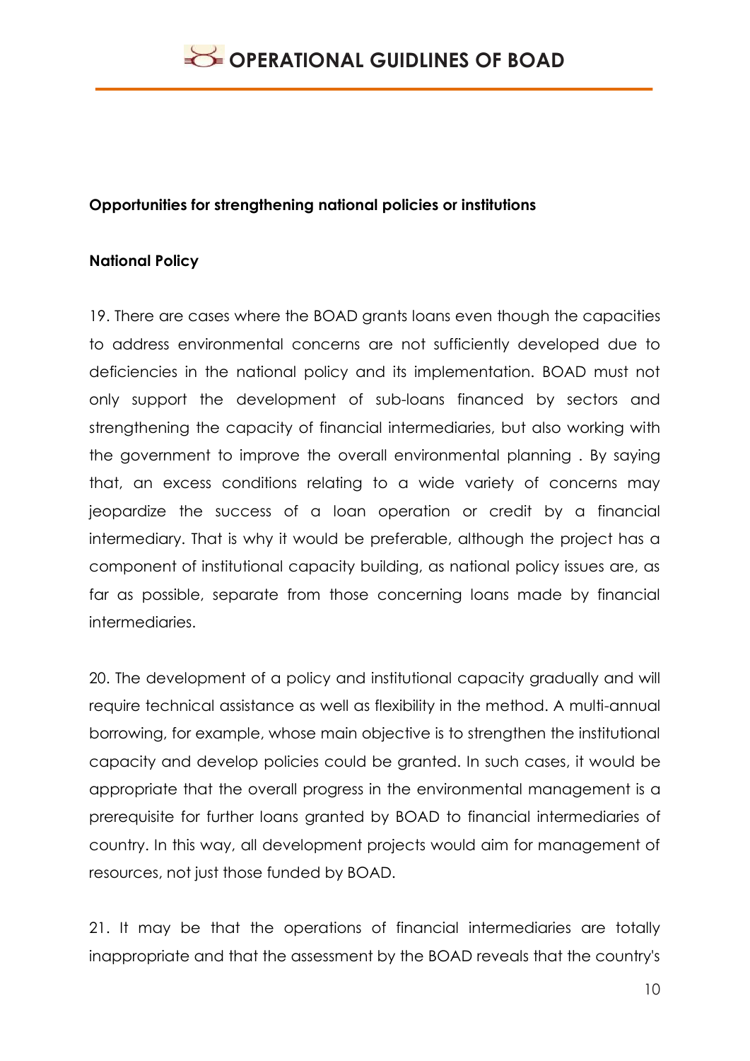**Opportunities for strengthening national policies or institutions**

**National Policy**

19. There are cases where the BOAD grants loans even though the capacities to address environmental concerns are not sufficiently developed due to deficiencies in the national policy and its implementation. BOAD must not only support the development of sub-loans financed by sectors and strengthening the capacity of financial intermediaries, but also working with the government to improve the overall environmental planning . By saying that, an excess conditions relating to a wide variety of concerns may jeopardize the success of a loan operation or credit by a financial intermediary. That is why it would be preferable, although the project has a component of institutional capacity building, as national policy issues are, as far as possible, separate from those concerning loans made by financial intermediaries.

20. The development of a policy and institutional capacity gradually and will require technical assistance as well as flexibility in the method. A multi-annual borrowing, for example, whose main objective is to strengthen the institutional capacity and develop policies could be granted. In such cases, it would be appropriate that the overall progress in the environmental management is a prerequisite for further loans granted by BOAD to financial intermediaries of country. In this way, all development projects would aim for management of resources, not just those funded by BOAD.

21. It may be that the operations of financial intermediaries are totally inappropriate and that the assessment by the BOAD reveals that the country's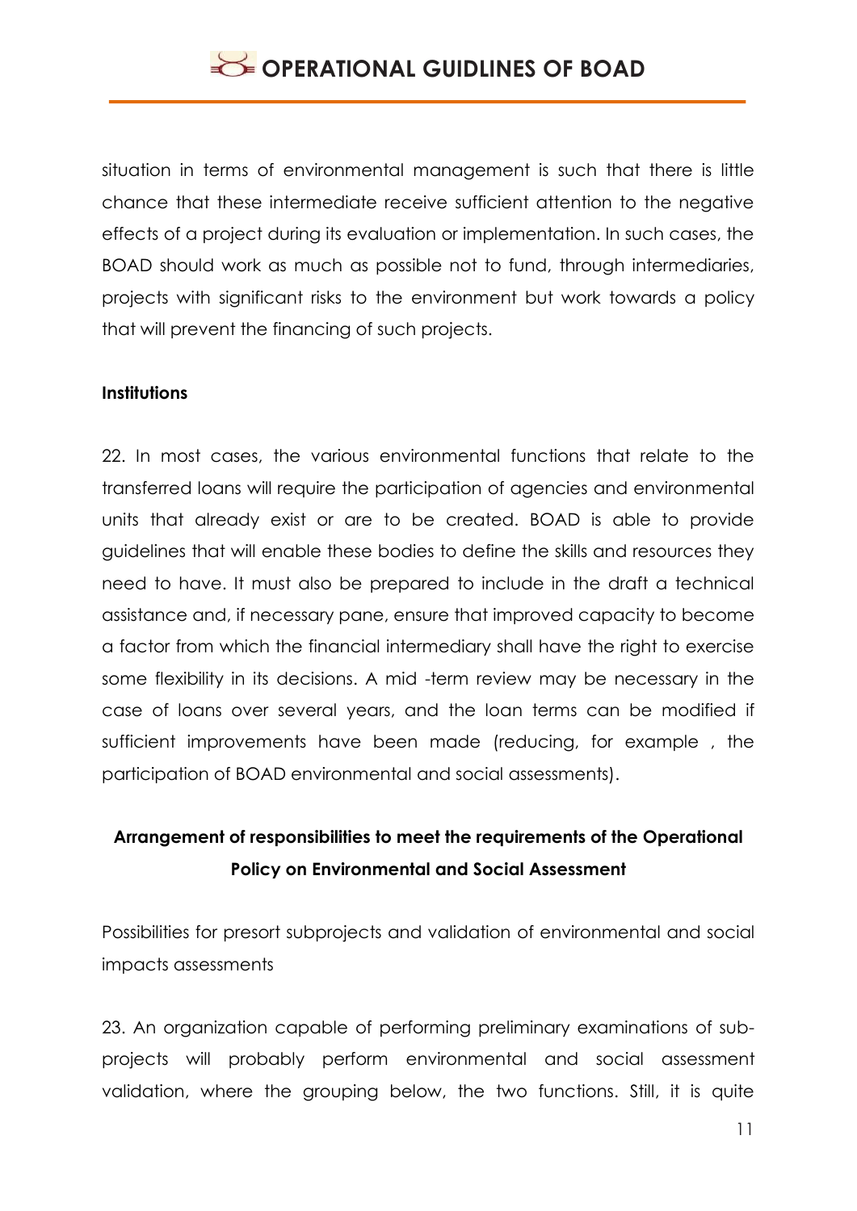situation in terms of environmental management is such that there is little chance that these intermediate receive sufficient attention to the negative effects of a project during its evaluation or implementation. In such cases, the BOAD should work as much as possible not to fund, through intermediaries, projects with significant risks to the environment but work towards a policy that will prevent the financing of such projects.

**Institutions**

22. In most cases, the various environmental functions that relate to the transferred loans will require the participation of agencies and environmental units that already exist or are to be created. BOAD is able to provide guidelines that will enable these bodies to define the skills and resources they need to have. It must also be prepared to include in the draft a technical assistance and, if necessary pane, ensure that improved capacity to become a factor from which the financial intermediary shall have the right to exercise some flexibility in its decisions. A mid -term review may be necessary in the case of loans over several years, and the loan terms can be modified if sufficient improvements have been made (reducing, for example , the participation of BOAD environmental and social assessments).

**Arrangement of responsibilities to meet the requirements of the Operational Policy on Environmental and Social Assessment**

Possibilities for presort subprojects and validation of environmental and social impacts assessments

23. An organization capable of performing preliminary examinations of sub-projects will probably perform environmental and social assessment validation, where the grouping below, the two functions. Still, it is quite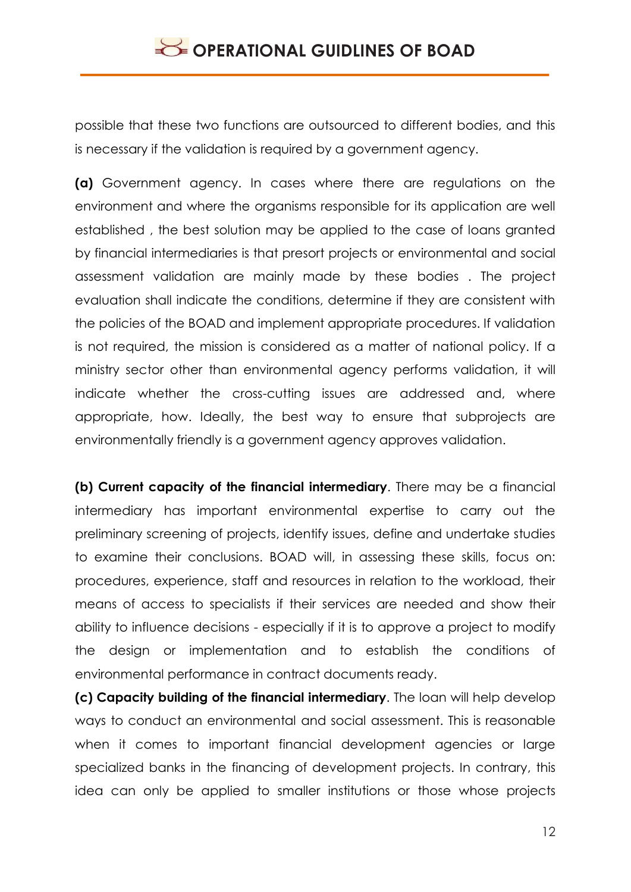possible that these two functions are outsourced to different bodies, and this is necessary if the validation is required by a government agency.

**(a)** Government agency. In cases where there are regulations on the environment and where the organisms responsible for its application are well established , the best solution may be applied to the case of loans granted by financial intermediaries is that presort projects or environmental and social assessment validation are mainly made by these bodies . The project evaluation shall indicate the conditions, determine if they are consistent with the policies of the BOAD and implement appropriate procedures. If validation is not required, the mission is considered as a matter of national policy. If a ministry sector other than environmental agency performs validation, it will indicate whether the cross-cutting issues are addressed and, where appropriate, how. Ideally, the best way to ensure that subprojects are environmentally friendly is a government agency approves validation.

**(b) Current capacity of the financial intermediary**. There may be a financial intermediary has important environmental expertise to carry out the preliminary screening of projects, identify issues, define and undertake studies to examine their conclusions. BOAD will, in assessing these skills, focus on: procedures, experience, staff and resources in relation to the workload, their means of access to specialists if their services are needed and show their ability to influence decisions - especially if it is to approve a project to modify the design or implementation and to establish the conditions of environmental performance in contract documents ready.

**(c) Capacity building of the financial intermediary**. The loan will help develop ways to conduct an environmental and social assessment. This is reasonable when it comes to important financial development agencies or large specialized banks in the financing of development projects. In contrary, this idea can only be applied to smaller institutions or those whose projects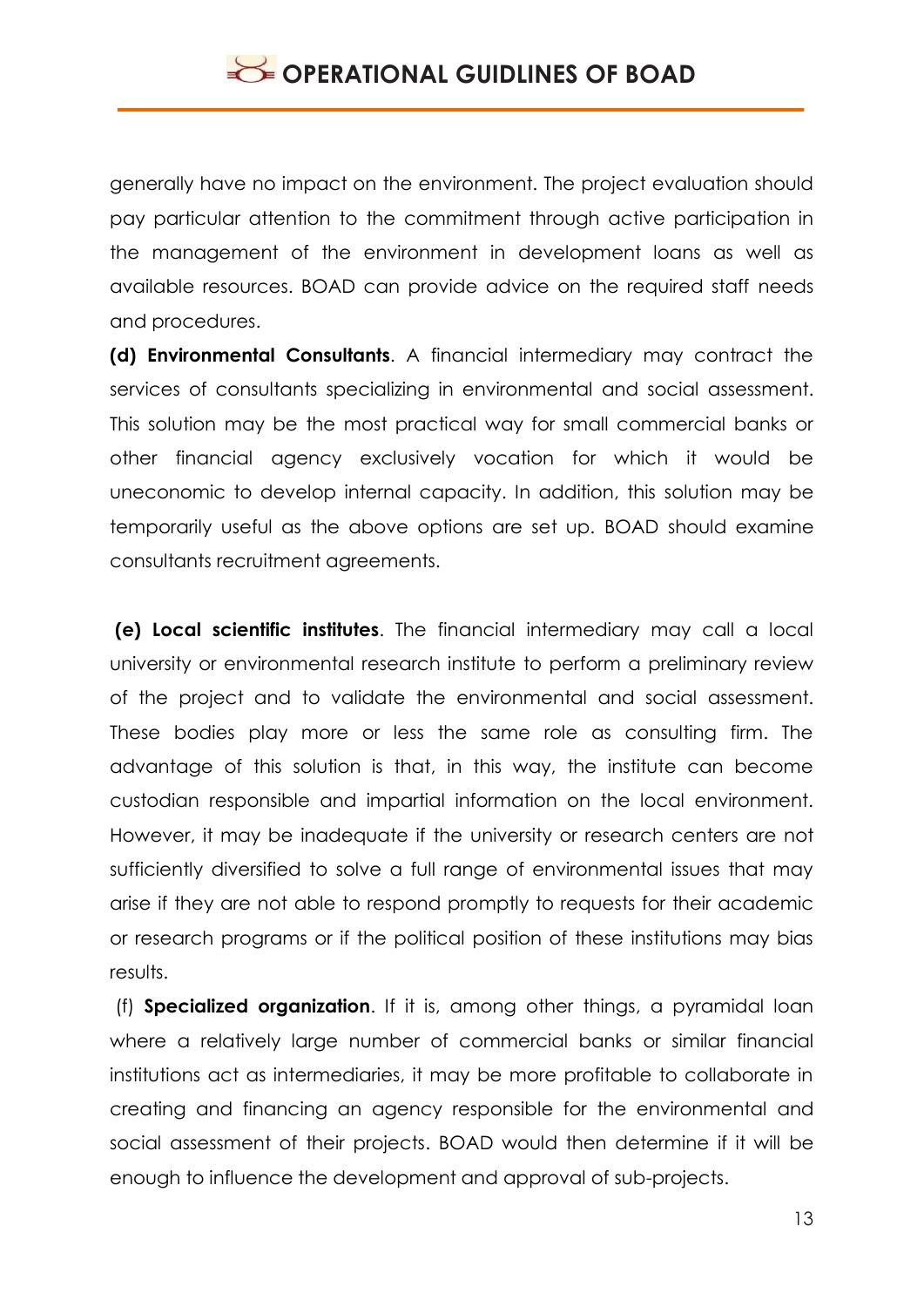generally have no impact on the environment. The project evaluation should pay particular attention to the commitment through active participation in the management of the environment in development loans as well as available resources. BOAD can provide advice on the required staff needs and procedures.

**(d) Environmental Consultants**. A financial intermediary may contract the services of consultants specializing in environmental and social assessment. This solution may be the most practical way for small commercial banks or other financial agency exclusively vocation for which it would be uneconomic to develop internal capacity. In addition, this solution may be temporarily useful as the above options are set up. BOAD should examine consultants recruitment agreements.

**(e) Local scientific institutes**. The financial intermediary may call a local university or environmental research institute to perform a preliminary review of the project and to validate the environmental and social assessment. These bodies play more or less the same role as consulting firm. The advantage of this solution is that, in this way, the institute can become custodian responsible and impartial information on the local environment. However, it may be inadequate if the university or research centers are not sufficiently diversified to solve a full range of environmental issues that may arise if they are not able to respond promptly to requests for their academic or research programs or if the political position of these institutions may bias results.

(f) **Specialized organization**. If it is, among other things, a pyramidal loan where a relatively large number of commercial banks or similar financial institutions act as intermediaries, it may be more profitable to collaborate in creating and financing an agency responsible for the environmental and social assessment of their projects. BOAD would then determine if it will be enough to influence the development and approval of sub-projects.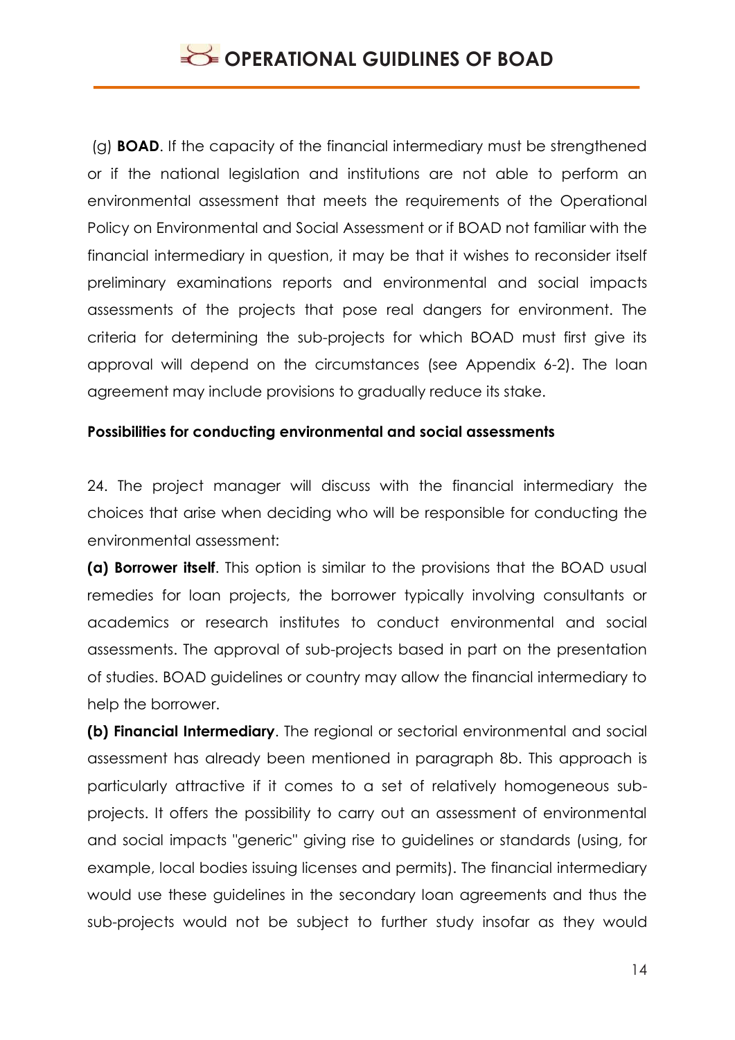(g) **BOAD**. If the capacity of the financial intermediary must be strengthened or if the national legislation and institutions are not able to perform an environmental assessment that meets the requirements of the Operational Policy on Environmental and Social Assessment or if BOAD not familiar with the financial intermediary in question, it may be that it wishes to reconsider itself preliminary examinations reports and environmental and social impacts assessments of the projects that pose real dangers for environment. The criteria for determining the sub-projects for which BOAD must first give its approval will depend on the circumstances (see Appendix 6-2). The loan agreement may include provisions to gradually reduce its stake.

**Possibilities for conducting environmental and social assessments**

24. The project manager will discuss with the financial intermediary the choices that arise when deciding who will be responsible for conducting the environmental assessment:

**(a) Borrower itself**. This option is similar to the provisions that the BOAD usual remedies for loan projects, the borrower typically involving consultants or academics or research institutes to conduct environmental and social assessments. The approval of sub-projects based in part on the presentation of studies. BOAD guidelines or country may allow the financial intermediary to help the borrower.

**(b) Financial Intermediary**. The regional or sectorial environmental and social assessment has already been mentioned in paragraph 8b. This approach is particularly attractive if it comes to a set of relatively homogeneous sub-projects. It offers the possibility to carry out an assessment of environmental and social impacts "generic" giving rise to guidelines or standards (using, for example, local bodies issuing licenses and permits). The financial intermediary would use these guidelines in the secondary loan agreements and thus the sub-projects would not be subject to further study insofar as they would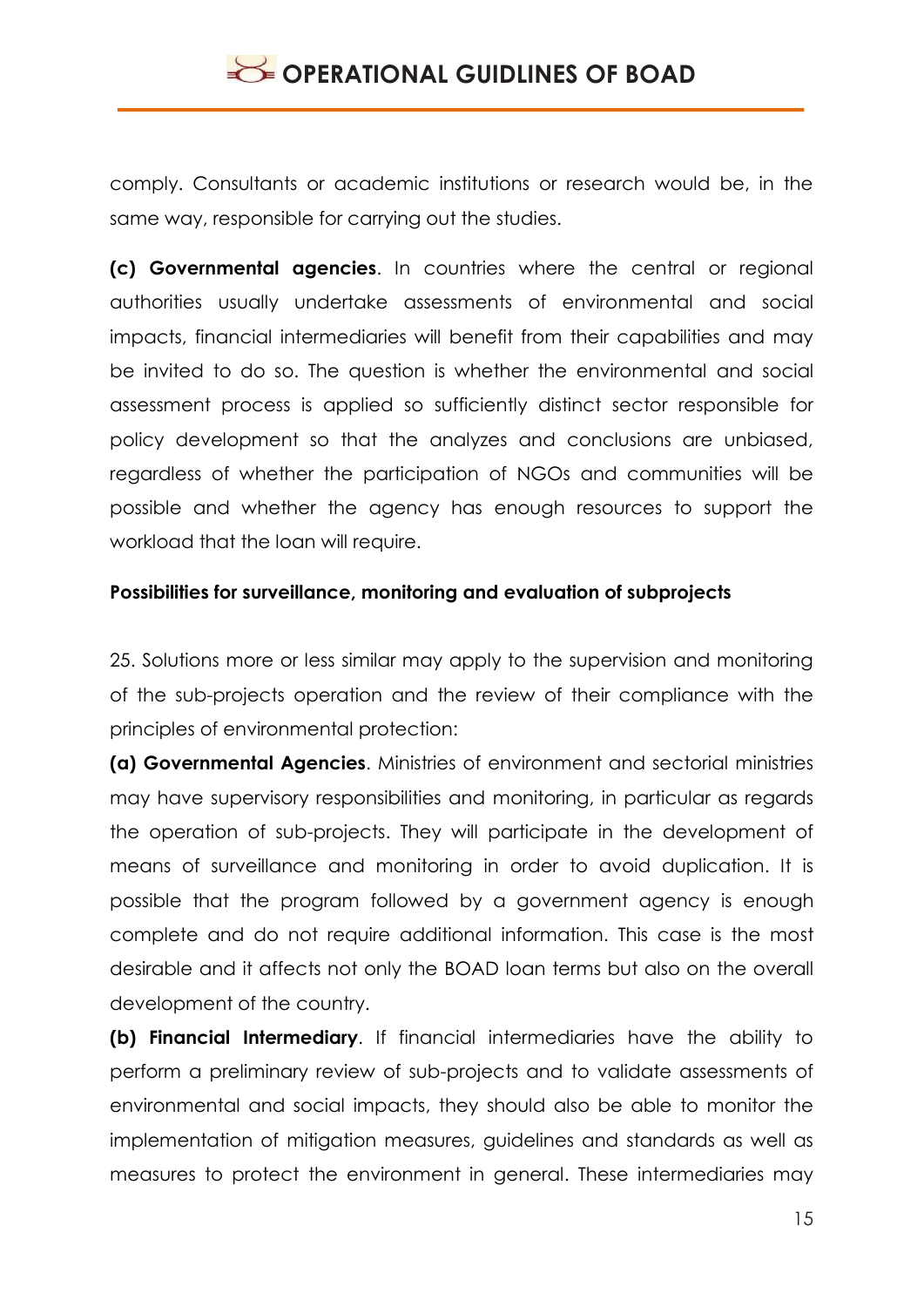comply. Consultants or academic institutions or research would be, in the same way, responsible for carrying out the studies.

**(c) Governmental agencies**. In countries where the central or regional authorities usually undertake assessments of environmental and social impacts, financial intermediaries will benefit from their capabilities and may be invited to do so. The question is whether the environmental and social assessment process is applied so sufficiently distinct sector responsible for policy development so that the analyzes and conclusions are unbiased, regardless of whether the participation of NGOs and communities will be possible and whether the agency has enough resources to support the workload that the loan will require.

**Possibilities for surveillance, monitoring and evaluation of subprojects**

25. Solutions more or less similar may apply to the supervision and monitoring of the sub-projects operation and the review of their compliance with the principles of environmental protection:

**(a) Governmental Agencies**. Ministries of environment and sectorial ministries may have supervisory responsibilities and monitoring, in particular as regards the operation of sub-projects. They will participate in the development of means of surveillance and monitoring in order to avoid duplication. It is possible that the program followed by a government agency is enough complete and do not require additional information. This case is the most desirable and it affects not only the BOAD loan terms but also on the overall development of the country.

**(b) Financial Intermediary**. If financial intermediaries have the ability to perform a preliminary review of sub-projects and to validate assessments of environmental and social impacts, they should also be able to monitor the implementation of mitigation measures, guidelines and standards as well as measures to protect the environment in general. These intermediaries may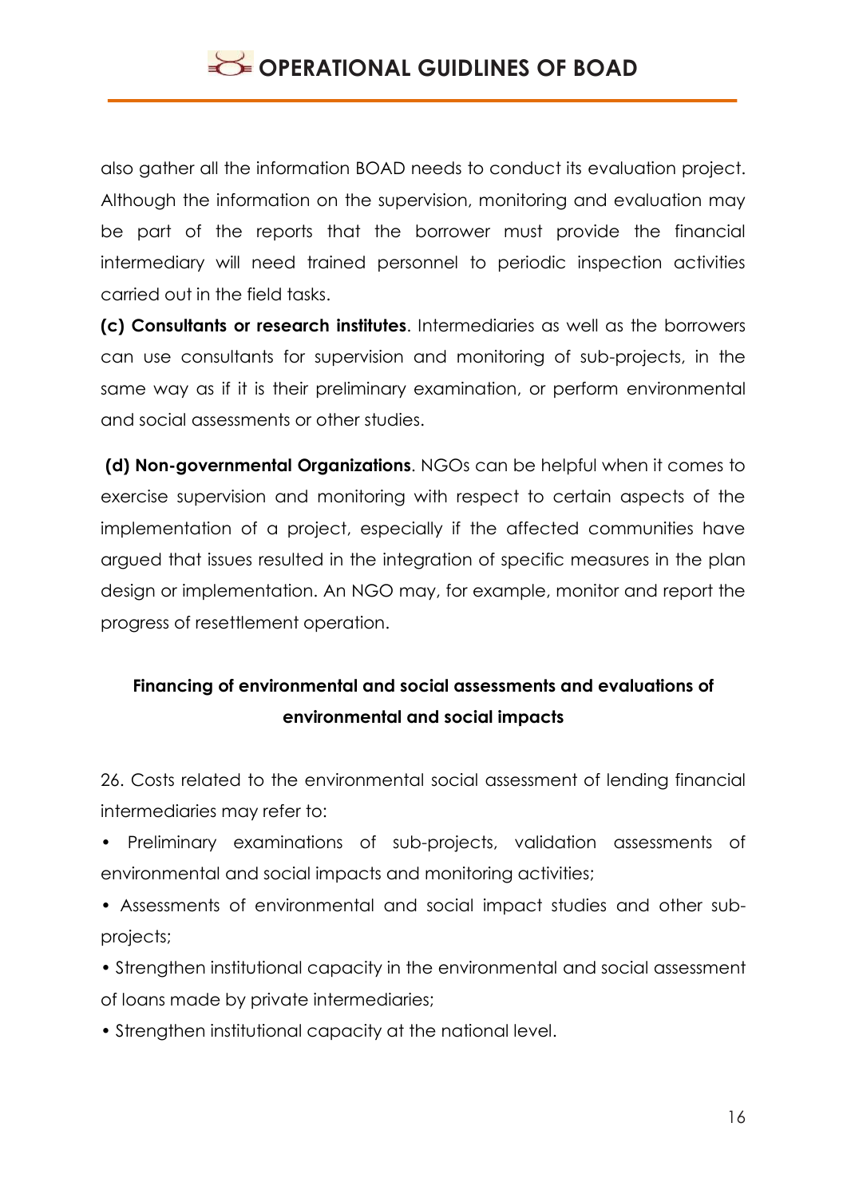also gather all the information BOAD needs to conduct its evaluation project. Although the information on the supervision, monitoring and evaluation may be part of the reports that the borrower must provide the financial intermediary will need trained personnel to periodic inspection activities carried out in the field tasks.

**(c) Consultants or research institutes**. Intermediaries as well as the borrowers can use consultants for supervision and monitoring of sub-projects, in the same way as if it is their preliminary examination, or perform environmental and social assessments or other studies.

**(d) Non-governmental Organizations**. NGOs can be helpful when it comes to exercise supervision and monitoring with respect to certain aspects of the implementation of a project, especially if the affected communities have argued that issues resulted in the integration of specific measures in the plan design or implementation. An NGO may, for example, monitor and report the progress of resettlement operation.

### Financing of environmental and social assessments and evaluations of environmental and social impacts

26. Costs related to the environmental social assessment of lending financial intermediaries may refer to:

- Preliminary examinations of sub-projects, validation assessments of environmental and social impacts and monitoring activities;
- Assessments of environmental and social impact studies and other sub-projects;
- Strengthen institutional capacity in the environmental and social assessment of loans made by private intermediaries;
- Strengthen institutional capacity at the national level.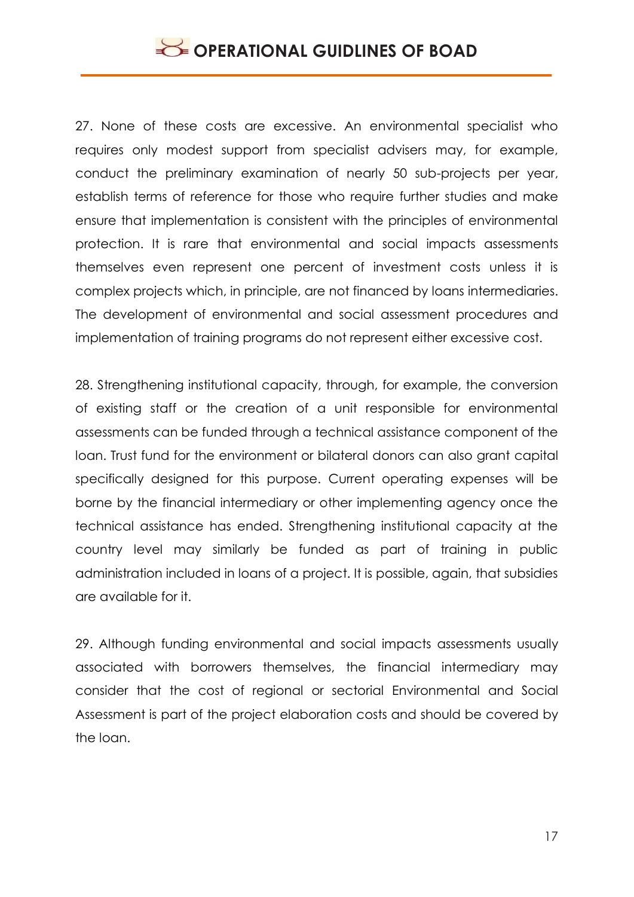27. None of these costs are excessive. An environmental specialist who requires only modest support from specialist advisers may, for example, conduct the preliminary examination of nearly 50 sub-projects per year, establish terms of reference for those who require further studies and make ensure that implementation is consistent with the principles of environmental protection. It is rare that environmental and social impacts assessments themselves even represent one percent of investment costs unless it is complex projects which, in principle, are not financed by loans intermediaries. The development of environmental and social assessment procedures and implementation of training programs do not represent either excessive cost.

28. Strengthening institutional capacity, through, for example, the conversion of existing staff or the creation of a unit responsible for environmental assessments can be funded through a technical assistance component of the loan. Trust fund for the environment or bilateral donors can also grant capital specifically designed for this purpose. Current operating expenses will be borne by the financial intermediary or other implementing agency once the technical assistance has ended. Strengthening institutional capacity at the country level may similarly be funded as part of training in public administration included in loans of a project. It is possible, again, that subsidies are available for it.

29. Although funding environmental and social impacts assessments usually associated with borrowers themselves, the financial intermediary may consider that the cost of regional or sectorial Environmental and Social Assessment is part of the project elaboration costs and should be covered by the loan.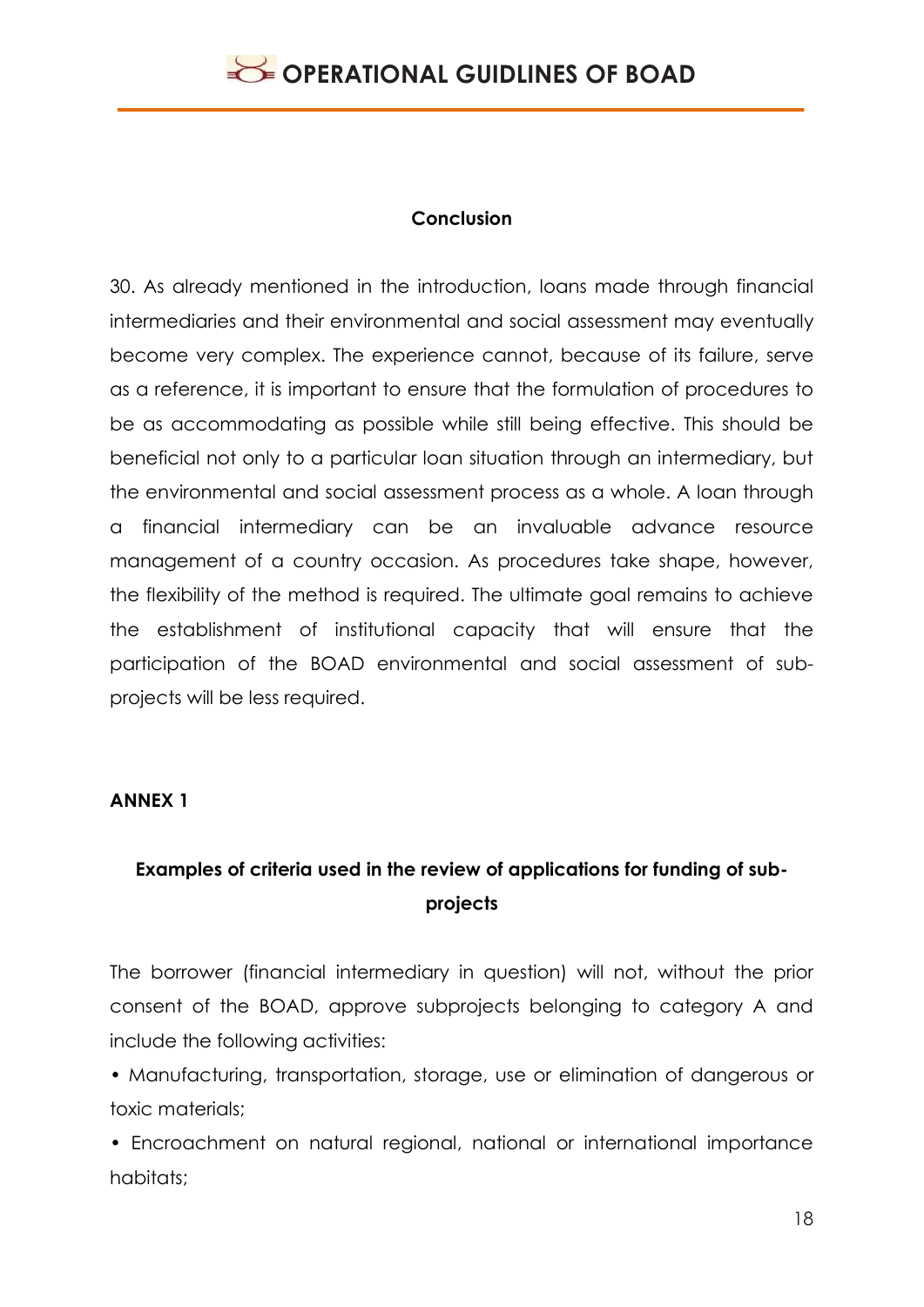#### Conclusion

30. As already mentioned in the introduction, loans made through financial intermediaries and their environmental and social assessment may eventually become very complex. The experience cannot, because of its failure, serve as a reference, it is important to ensure that the formulation of procedures to be as accommodating as possible while still being effective. This should be beneficial not only to a particular loan situation through an intermediary, but the environmental and social assessment process as a whole. A loan through a financial intermediary can be an invaluable advance resource management of a country occasion. As procedures take shape, however, the flexibility of the method is required. The ultimate goal remains to achieve the establishment of institutional capacity that will ensure that the participation of the BOAD environmental and social assessment of sub-projects will be less required.

**ANNEX 1**

#### Examples of criteria used in the review of applications for funding of sub-projects

The borrower (financial intermediary in question) will not, without the prior consent of the BOAD, approve subprojects belonging to category A and include the following activities:

- Manufacturing, transportation, storage, use or elimination of dangerous or toxic materials;
- Encroachment on natural regional, national or international importance habitats;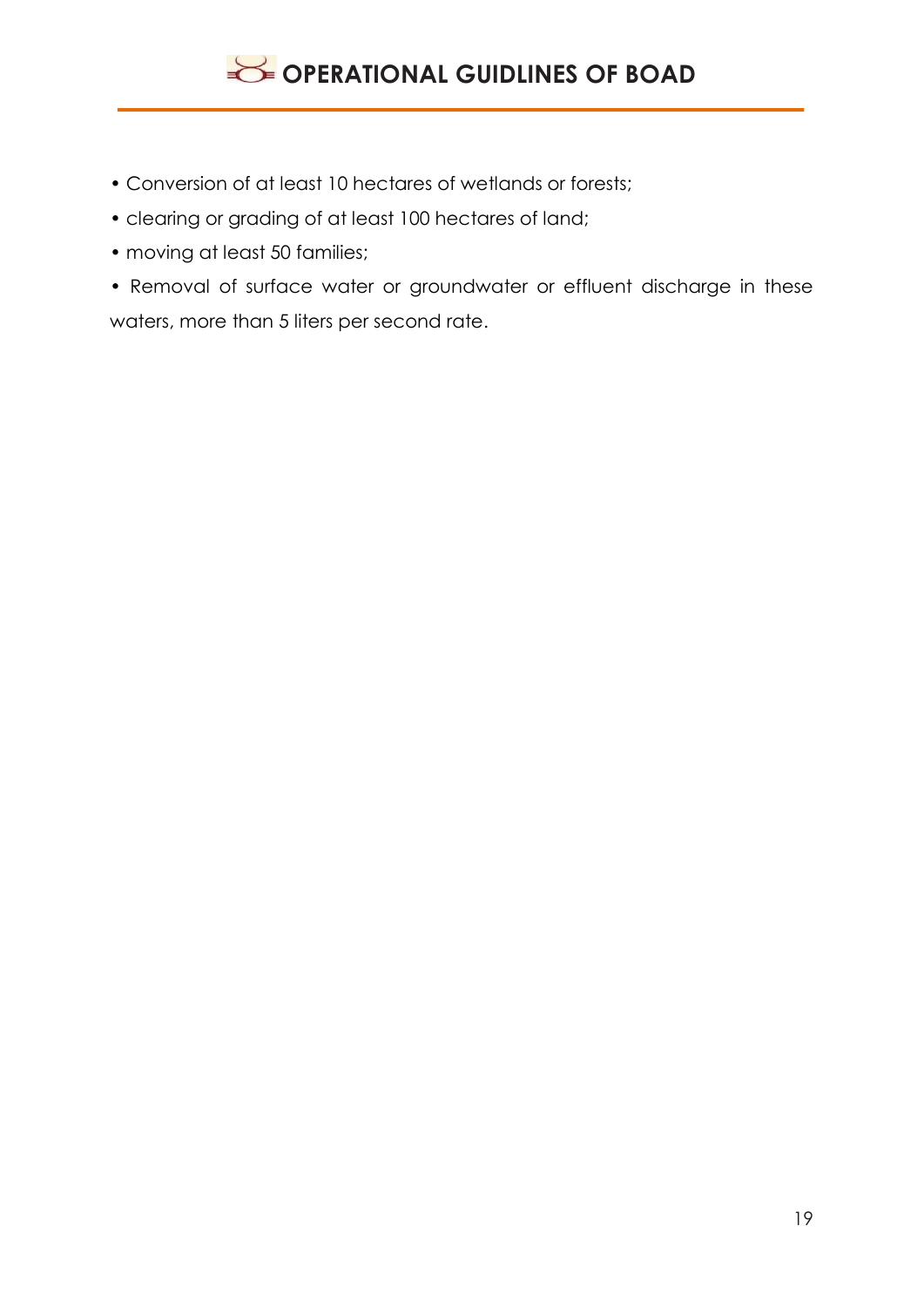- Conversion of at least 10 hectares of wetlands or forests;
- clearing or grading of at least 100 hectares of land;
- moving at least 50 families;
- Removal of surface water or groundwater or effluent discharge in these waters, more than 5 liters per second rate.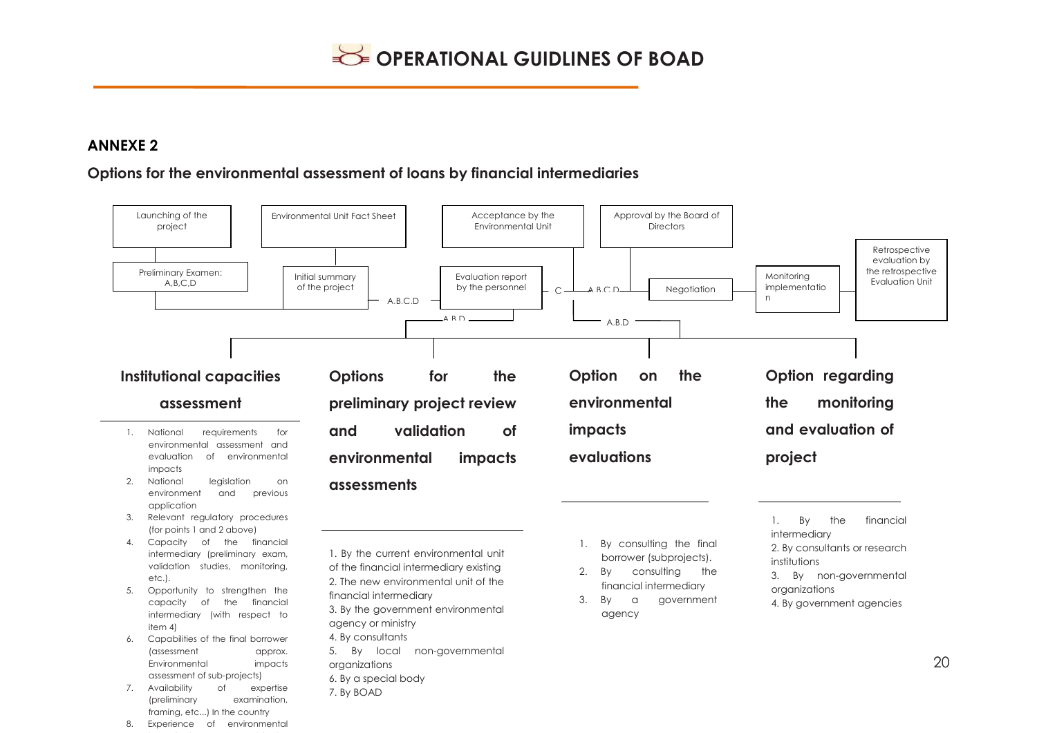## ANNEXE 2

### Options for the environmental assessment of loans by financial intermediaries

Launching of the project

Environmental Unit Fact Sheet

Acceptance by the Environmental Unit

Approval by the Board of Directors

Retrospective evaluation by the retrospective Evaluation Unit

Preliminary Examen: A,B,C,D

Initial summary of the project

Evaluation report by the personnel

A.B.C.D

C

A.B.C.D

Negotiation

Monitoring implementation

A.B.D

A.B.D

### Institutional capacities assessment

1. National requirements for environmental assessment and evaluation of environmental impacts
2. National legislation on environment and previous application
3. Relevant regulatory procedures (for points 1 and 2 above)
4. Capacity of the financial intermediary (preliminary exam, validation studies, monitoring, etc.).
5. Opportunity to strengthen the capacity of the financial intermediary (with respect to item 4)
6. Capabilities of the final borrower (assessment approx. Environmental impacts assessment of sub-projects)
7. Availability of expertise (preliminary examination, framing, etc...) In the country
8. Experience of environmental

### Options for the preliminary project review and validation of environmental impacts assessments

1. By the current environmental unit of the financial intermediary existing
2. The new environmental unit of the financial intermediary
3. By the government environmental agency or ministry
4. By consultants
5. By local non-governmental organizations
6. By a special body
7. By BOAD

### Option on the environmental impacts evaluations

1. By consulting the final borrower (subprojects).
2. By consulting the financial intermediary
3. By a government agency

### Option regarding the monitoring and evaluation of project

1. By the financial intermediary
2. By consultants or research institutions
3. By non-governmental organizations
4. By government agencies